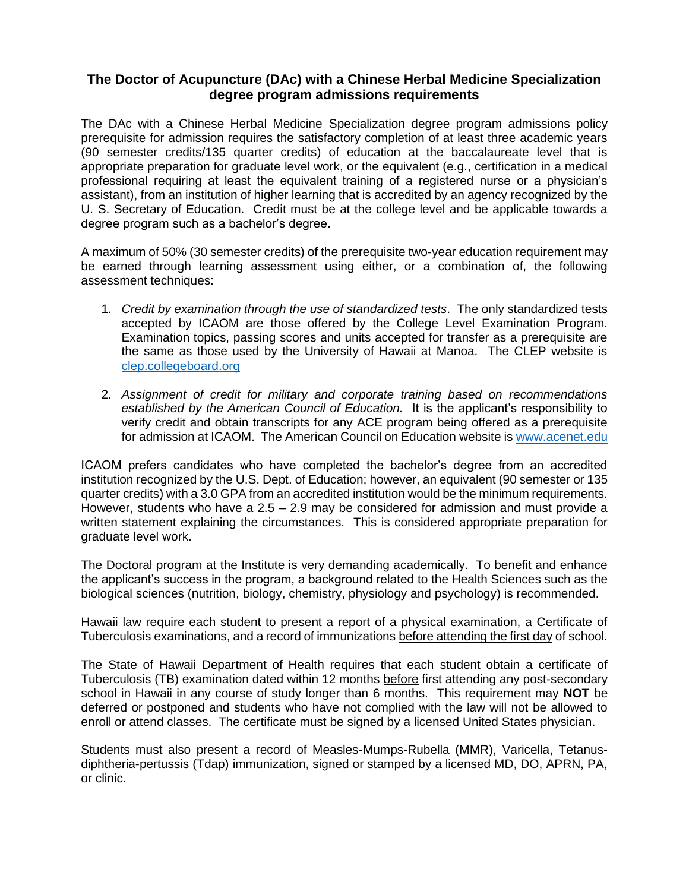# The Doctor of Acupuncture (DAc) with a Chinese Herbal Medicine Specialization degree program admissions requirements

The DAc with a Chinese Herbal Medicine Specialization degree program admissions policy prerequisite for admission requires the satisfactory completion of at least three academic years (90 semester credits/135 quarter credits) of education at the baccalaureate level that is appropriate preparation for graduate level work, or the equivalent (e.g., certification in a medical professional requiring at least the equivalent training of a registered nurse or a physician's assistant), from an institution of higher learning that is accredited by an agency recognized by the U. S. Secretary of Education. Credit must be at the college level and be applicable towards a degree program such as a bachelor's degree.

A maximum of 50% (30 semester credits) of the prerequisite two-year education requirement may be earned through learning assessment using either, or a combination of, the following assessment techniques:

1. *Credit by examination through the use of standardized tests*. The only standardized tests accepted by ICAOM are those offered by the College Level Examination Program. Examination topics, passing scores and units accepted for transfer as a prerequisite are the same as those used by the University of Hawaii at Manoa. The CLEP website is [clep.collegeboard.org](clep.collegeboard.org)

2. *Assignment of credit for military and corporate training based on recommendations established by the American Council of Education.* It is the applicant's responsibility to verify credit and obtain transcripts for any ACE program being offered as a prerequisite for admission at ICAOM. The American Council on Education website is [www.acenet.edu](www.acenet.edu)

ICAOM prefers candidates who have completed the bachelor's degree from an accredited institution recognized by the U.S. Dept. of Education; however, an equivalent (90 semester or 135 quarter credits) with a 3.0 GPA from an accredited institution would be the minimum requirements. However, students who have a 2.5 – 2.9 may be considered for admission and must provide a written statement explaining the circumstances. This is considered appropriate preparation for graduate level work.

The Doctoral program at the Institute is very demanding academically. To benefit and enhance the applicant's success in the program, a background related to the Health Sciences such as the biological sciences (nutrition, biology, chemistry, physiology and psychology) is recommended.

Hawaii law require each student to present a report of a physical examination, a Certificate of Tuberculosis examinations, and a record of immunizations before attending the first day of school.

The State of Hawaii Department of Health requires that each student obtain a certificate of Tuberculosis (TB) examination dated within 12 months before first attending any post-secondary school in Hawaii in any course of study longer than 6 months. This requirement may **NOT** be deferred or postponed and students who have not complied with the law will not be allowed to enroll or attend classes. The certificate must be signed by a licensed United States physician.

Students must also present a record of Measles-Mumps-Rubella (MMR), Varicella, Tetanus-diphtheria-pertussis (Tdap) immunization, signed or stamped by a licensed MD, DO, APRN, PA, or clinic.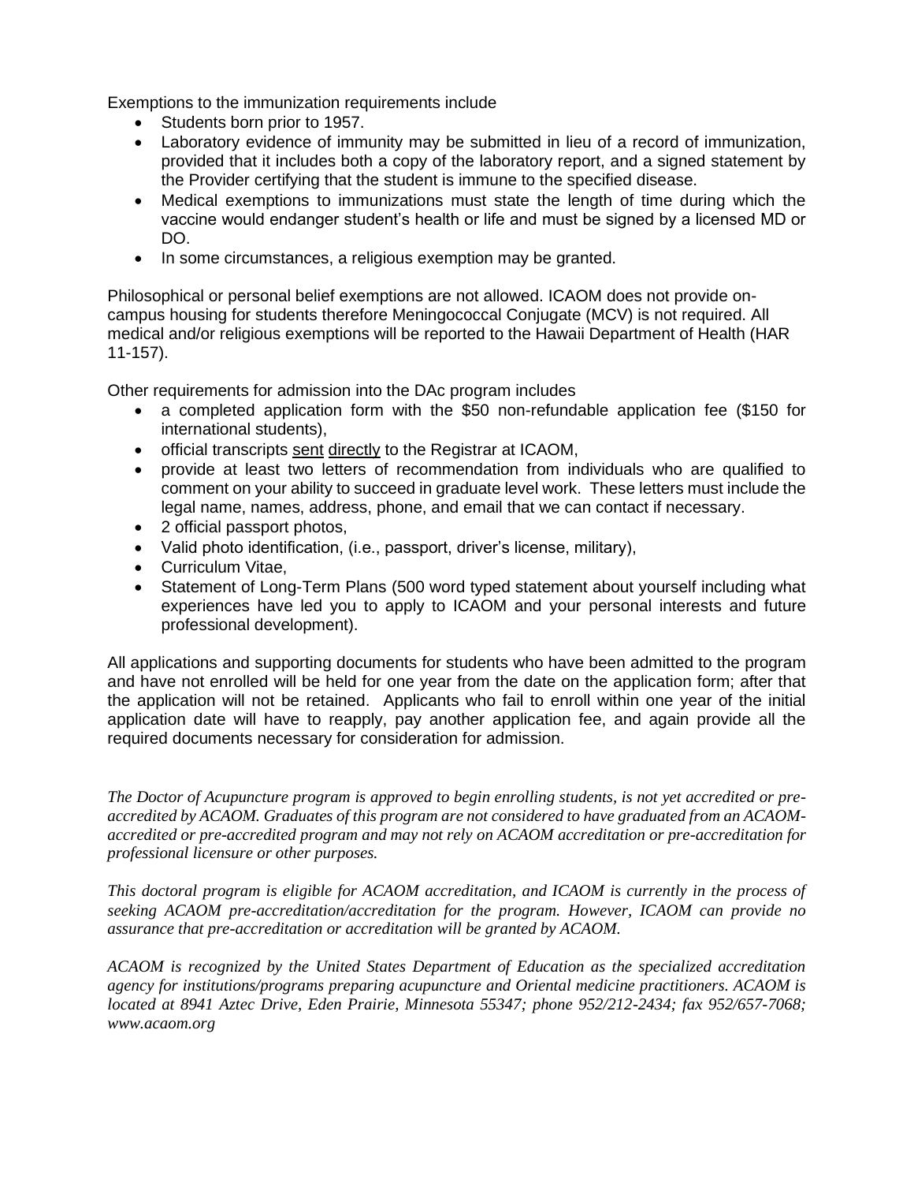Exemptions to the immunization requirements include

- Students born prior to 1957.
- Laboratory evidence of immunity may be submitted in lieu of a record of immunization, provided that it includes both a copy of the laboratory report, and a signed statement by the Provider certifying that the student is immune to the specified disease.
- Medical exemptions to immunizations must state the length of time during which the vaccine would endanger student's health or life and must be signed by a licensed MD or DO.
- In some circumstances, a religious exemption may be granted.

Philosophical or personal belief exemptions are not allowed. ICAOM does not provide on-campus housing for students therefore Meningococcal Conjugate (MCV) is not required. All medical and/or religious exemptions will be reported to the Hawaii Department of Health (HAR 11-157).

Other requirements for admission into the DAc program includes

- a completed application form with the $50 non-refundable application fee ($150 for international students),
- official transcripts <u>sent</u> <u>directly</u> to the Registrar at ICAOM,
- provide at least two letters of recommendation from individuals who are qualified to comment on your ability to succeed in graduate level work. These letters must include the legal name, names, address, phone, and email that we can contact if necessary.
- 2 official passport photos,
- Valid photo identification, (i.e., passport, driver's license, military),
- Curriculum Vitae,
- Statement of Long-Term Plans (500 word typed statement about yourself including what experiences have led you to apply to ICAOM and your personal interests and future professional development).

All applications and supporting documents for students who have been admitted to the program and have not enrolled will be held for one year from the date on the application form; after that the application will not be retained. Applicants who fail to enroll within one year of the initial application date will have to reapply, pay another application fee, and again provide all the required documents necessary for consideration for admission.

*The Doctor of Acupuncture program is approved to begin enrolling students, is not yet accredited or pre-accredited by ACAOM. Graduates of this program are not considered to have graduated from an ACAOM-accredited or pre-accredited program and may not rely on ACAOM accreditation or pre-accreditation for professional licensure or other purposes.*

*This doctoral program is eligible for ACAOM accreditation, and ICAOM is currently in the process of seeking ACAOM pre-accreditation/accreditation for the program. However, ICAOM can provide no assurance that pre-accreditation or accreditation will be granted by ACAOM.*

*ACAOM is recognized by the United States Department of Education as the specialized accreditation agency for institutions/programs preparing acupuncture and Oriental medicine practitioners. ACAOM is located at 8941 Aztec Drive, Eden Prairie, Minnesota 55347; phone 952/212-2434; fax 952/657-7068; www.acaom.org*